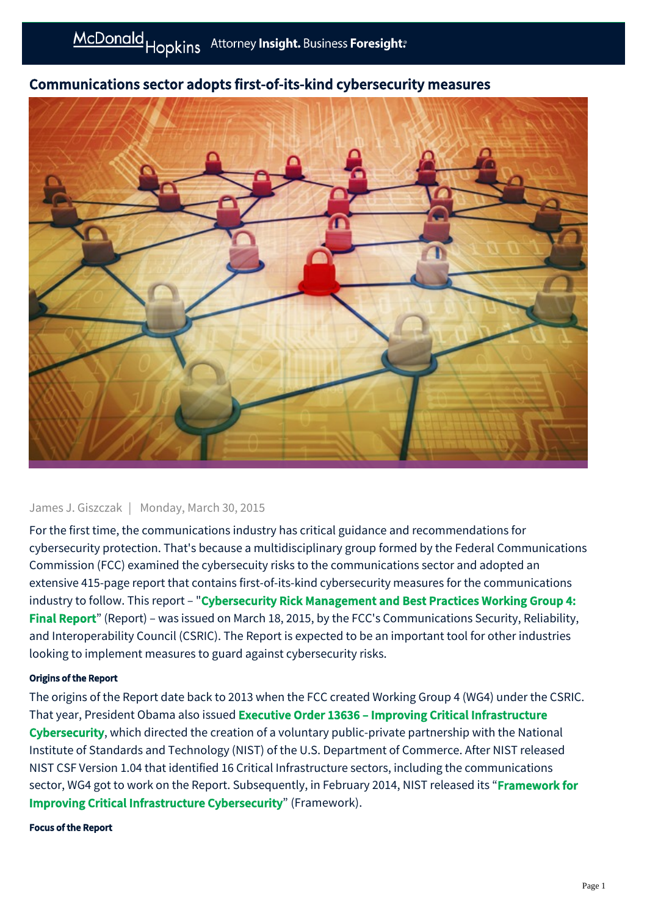# Communications sector adopts first-of-its-kind cybersecurity measures

James J. Giszczak | Monday, March 30, 2015

For the first time, the communications industry has critical guidance and recommendations for cybersecurity protection. That's because a multidisciplinary group formed by the Federal Communications Commission (FCC) examined the cybersecuity risks to the communications sector and adopted an extensive 415-page report that contains first-of-its-kind cybersecurity measures for the communications industry to follow. This report – "**Cybersecurity Rick Management and Best Practices Working Group 4: Final Report**" (Report) – was issued on March 18, 2015, by the FCC's Communications Security, Reliability, and Interoperability Council (CSRIC). The Report is expected to be an important tool for other industries looking to implement measures to guard against cybersecurity risks.

#### Origins of the Report

The origins of the Report date back to 2013 when the FCC created Working Group 4 (WG4) under the CSRIC. That year, President Obama also issued **Executive Order 13636 – Improving Critical Infrastructure Cybersecurity**, which directed the creation of a voluntary public-private partnership with the National Institute of Standards and Technology (NIST) of the U.S. Department of Commerce. After NIST released NIST CSF Version 1.04 that identified 16 Critical Infrastructure sectors, including the communications sector, WG4 got to work on the Report. Subsequently, in February 2014, NIST released its "**Framework for Improving Critical Infrastructure Cybersecurity**" (Framework).

#### Focus of the Report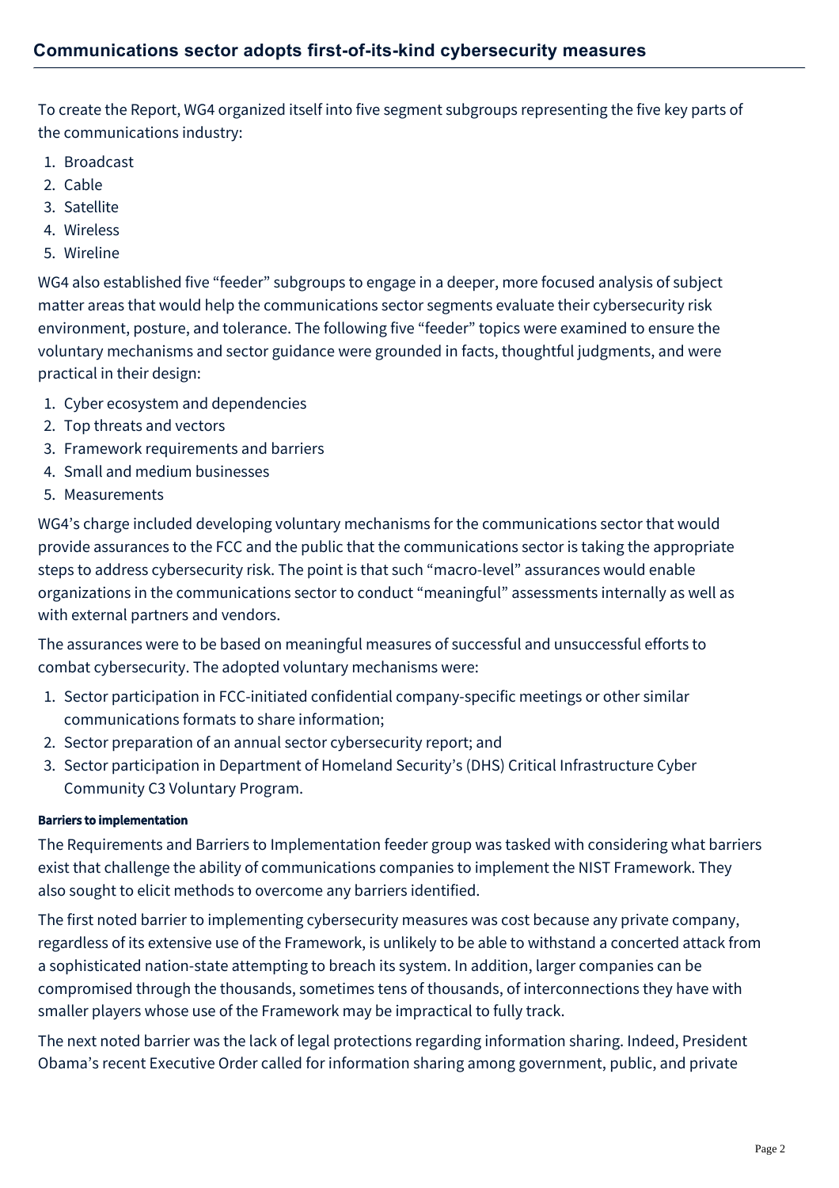To create the Report, WG4 organized itself into five segment subgroups representing the five key parts of the communications industry:

1. Broadcast
2. Cable
3. Satellite
4. Wireless
5. Wireline

WG4 also established five "feeder" subgroups to engage in a deeper, more focused analysis of subject matter areas that would help the communications sector segments evaluate their cybersecurity risk environment, posture, and tolerance. The following five "feeder" topics were examined to ensure the voluntary mechanisms and sector guidance were grounded in facts, thoughtful judgments, and were practical in their design:

1. Cyber ecosystem and dependencies
2. Top threats and vectors
3. Framework requirements and barriers
4. Small and medium businesses
5. Measurements

WG4's charge included developing voluntary mechanisms for the communications sector that would provide assurances to the FCC and the public that the communications sector is taking the appropriate steps to address cybersecurity risk. The point is that such "macro-level" assurances would enable organizations in the communications sector to conduct "meaningful" assessments internally as well as with external partners and vendors.

The assurances were to be based on meaningful measures of successful and unsuccessful efforts to combat cybersecurity. The adopted voluntary mechanisms were:

1. Sector participation in FCC-initiated confidential company-specific meetings or other similar communications formats to share information;
2. Sector preparation of an annual sector cybersecurity report; and
3. Sector participation in Department of Homeland Security's (DHS) Critical Infrastructure Cyber Community C3 Voluntary Program.

#### Barriers to implementation

The Requirements and Barriers to Implementation feeder group was tasked with considering what barriers exist that challenge the ability of communications companies to implement the NIST Framework. They also sought to elicit methods to overcome any barriers identified.

The first noted barrier to implementing cybersecurity measures was cost because any private company, regardless of its extensive use of the Framework, is unlikely to be able to withstand a concerted attack from a sophisticated nation-state attempting to breach its system. In addition, larger companies can be compromised through the thousands, sometimes tens of thousands, of interconnections they have with smaller players whose use of the Framework may be impractical to fully track.

The next noted barrier was the lack of legal protections regarding information sharing. Indeed, President Obama's recent Executive Order called for information sharing among government, public, and private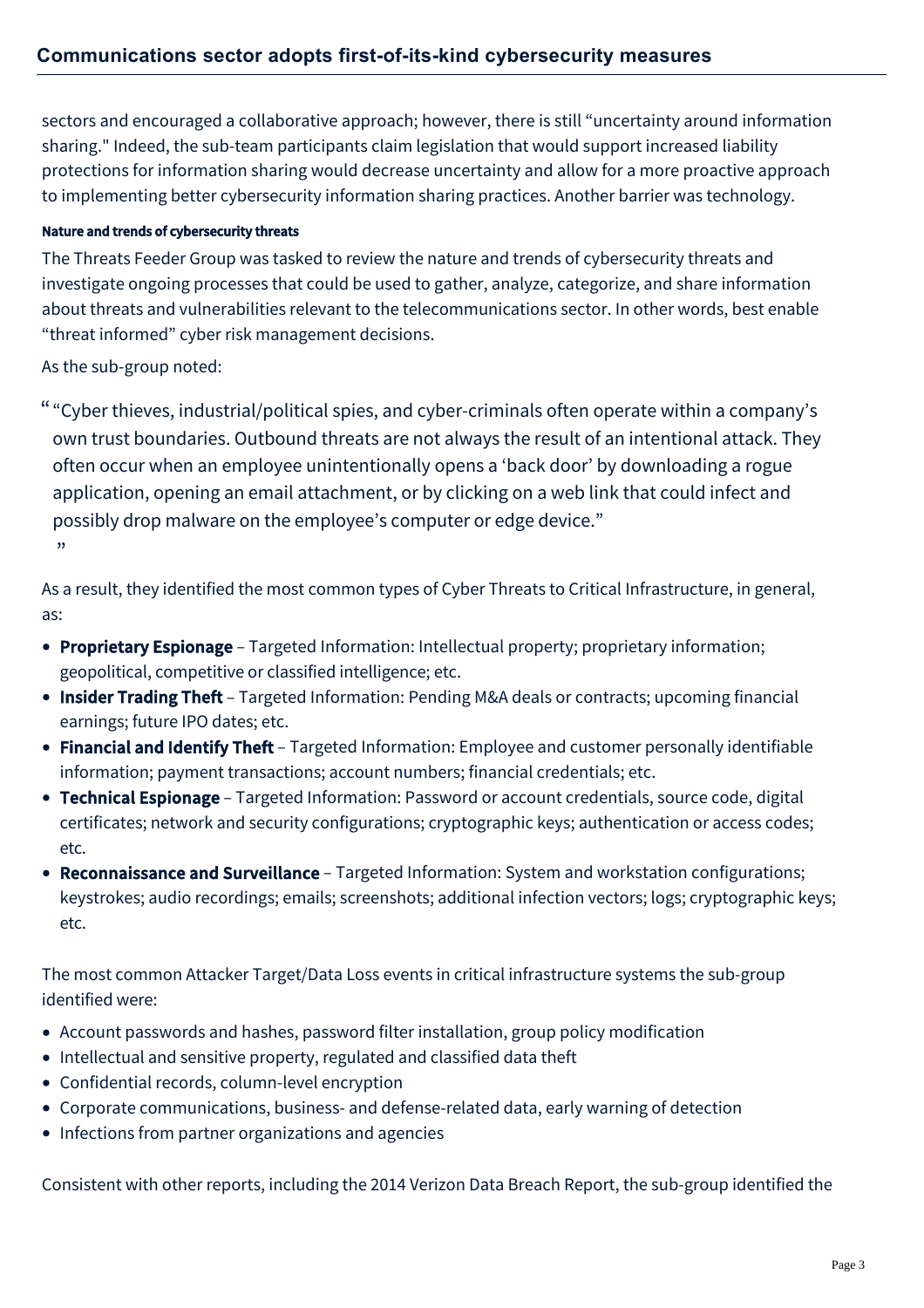sectors and encouraged a collaborative approach; however, there is still "uncertainty around information sharing." Indeed, the sub-team participants claim legislation that would support increased liability protections for information sharing would decrease uncertainty and allow for a more proactive approach to implementing better cybersecurity information sharing practices. Another barrier was technology.

#### Nature and trends of cybersecurity threats

The Threats Feeder Group was tasked to review the nature and trends of cybersecurity threats and investigate ongoing processes that could be used to gather, analyze, categorize, and share information about threats and vulnerabilities relevant to the telecommunications sector. In other words, best enable "threat informed" cyber risk management decisions.

As the sub-group noted:

> "Cyber thieves, industrial/political spies, and cyber-criminals often operate within a company's own trust boundaries. Outbound threats are not always the result of an intentional attack. They often occur when an employee unintentionally opens a 'back door' by downloading a rogue application, opening an email attachment, or by clicking on a web link that could infect and possibly drop malware on the employee's computer or edge device."

As a result, they identified the most common types of Cyber Threats to Critical Infrastructure, in general, as:

- **Proprietary Espionage** – Targeted Information: Intellectual property; proprietary information; geopolitical, competitive or classified intelligence; etc.
- **Insider Trading Theft** – Targeted Information: Pending M&A deals or contracts; upcoming financial earnings; future IPO dates; etc.
- **Financial and Identify Theft** – Targeted Information: Employee and customer personally identifiable information; payment transactions; account numbers; financial credentials; etc.
- **Technical Espionage** – Targeted Information: Password or account credentials, source code, digital certificates; network and security configurations; cryptographic keys; authentication or access codes; etc.
- **Reconnaissance and Surveillance** – Targeted Information: System and workstation configurations; keystrokes; audio recordings; emails; screenshots; additional infection vectors; logs; cryptographic keys; etc.

The most common Attacker Target/Data Loss events in critical infrastructure systems the sub-group identified were:

- Account passwords and hashes, password filter installation, group policy modification
- Intellectual and sensitive property, regulated and classified data theft
- Confidential records, column-level encryption
- Corporate communications, business- and defense-related data, early warning of detection
- Infections from partner organizations and agencies

Consistent with other reports, including the 2014 Verizon Data Breach Report, the sub-group identified the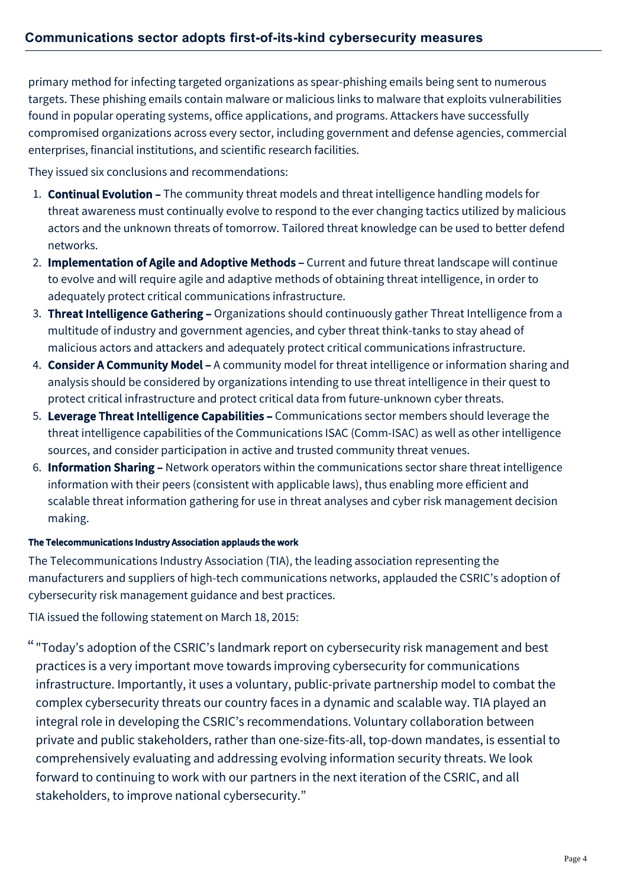primary method for infecting targeted organizations as spear-phishing emails being sent to numerous targets. These phishing emails contain malware or malicious links to malware that exploits vulnerabilities found in popular operating systems, office applications, and programs. Attackers have successfully compromised organizations across every sector, including government and defense agencies, commercial enterprises, financial institutions, and scientific research facilities.

They issued six conclusions and recommendations:

1. **Continual Evolution –** The community threat models and threat intelligence handling models for threat awareness must continually evolve to respond to the ever changing tactics utilized by malicious actors and the unknown threats of tomorrow. Tailored threat knowledge can be used to better defend networks.
2. **Implementation of Agile and Adoptive Methods –** Current and future threat landscape will continue to evolve and will require agile and adaptive methods of obtaining threat intelligence, in order to adequately protect critical communications infrastructure.
3. **Threat Intelligence Gathering –** Organizations should continuously gather Threat Intelligence from a multitude of industry and government agencies, and cyber threat think-tanks to stay ahead of malicious actors and attackers and adequately protect critical communications infrastructure.
4. **Consider A Community Model –** A community model for threat intelligence or information sharing and analysis should be considered by organizations intending to use threat intelligence in their quest to protect critical infrastructure and protect critical data from future-unknown cyber threats.
5. **Leverage Threat Intelligence Capabilities –** Communications sector members should leverage the threat intelligence capabilities of the Communications ISAC (Comm-ISAC) as well as other intelligence sources, and consider participation in active and trusted community threat venues.
6. **Information Sharing –** Network operators within the communications sector share threat intelligence information with their peers (consistent with applicable laws), thus enabling more efficient and scalable threat information gathering for use in threat analyses and cyber risk management decision making.

#### The Telecommunications Industry Association applauds the work

The Telecommunications Industry Association (TIA), the leading association representing the manufacturers and suppliers of high-tech communications networks, applauded the CSRIC's adoption of cybersecurity risk management guidance and best practices.

TIA issued the following statement on March 18, 2015:

> "Today's adoption of the CSRIC's landmark report on cybersecurity risk management and best practices is a very important move towards improving cybersecurity for communications infrastructure. Importantly, it uses a voluntary, public-private partnership model to combat the complex cybersecurity threats our country faces in a dynamic and scalable way. TIA played an integral role in developing the CSRIC's recommendations. Voluntary collaboration between private and public stakeholders, rather than one-size-fits-all, top-down mandates, is essential to comprehensively evaluating and addressing evolving information security threats. We look forward to continuing to work with our partners in the next iteration of the CSRIC, and all stakeholders, to improve national cybersecurity."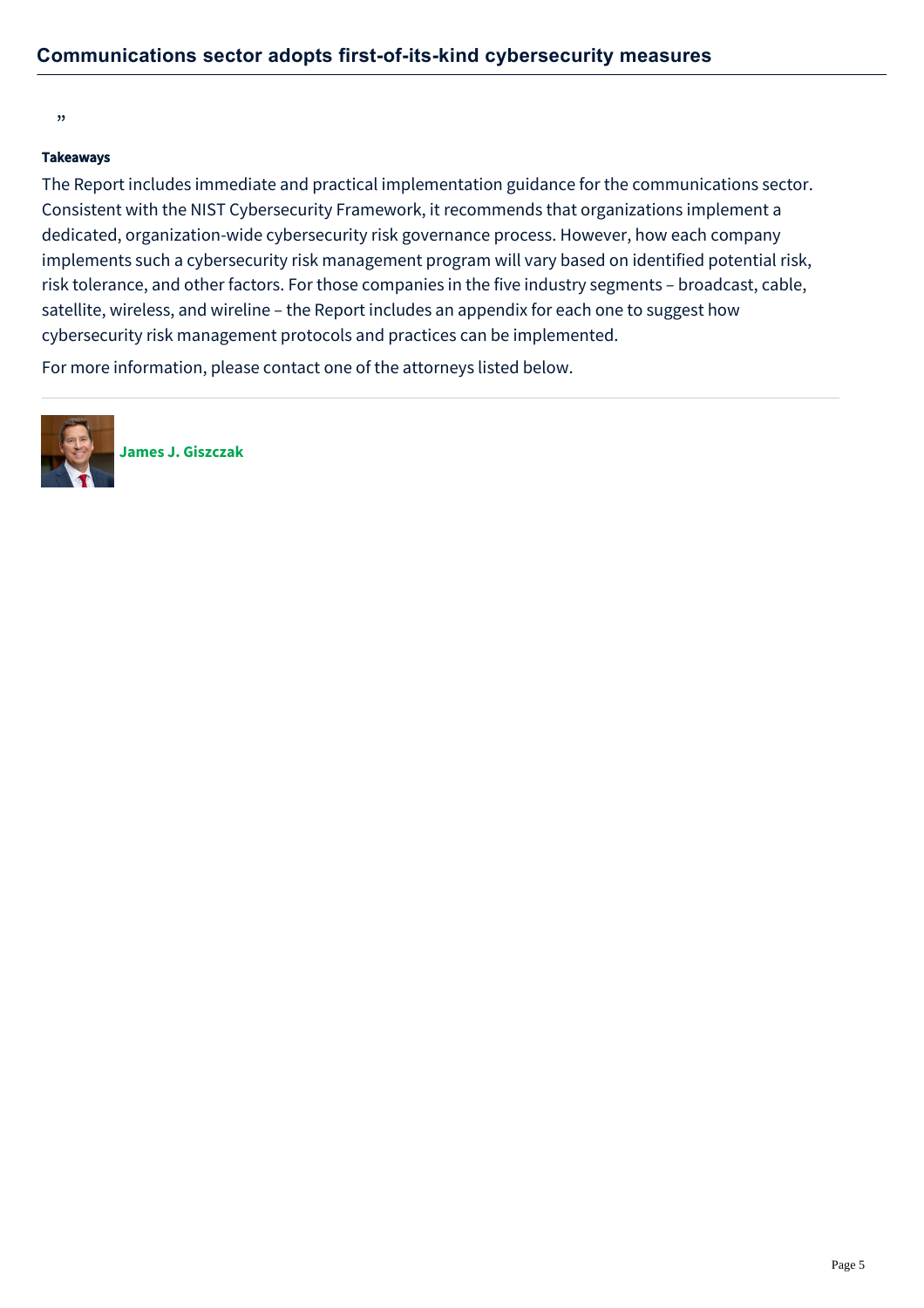"

**Takeaways**

The Report includes immediate and practical implementation guidance for the communications sector. Consistent with the NIST Cybersecurity Framework, it recommends that organizations implement a dedicated, organization-wide cybersecurity risk governance process. However, how each company implements such a cybersecurity risk management program will vary based on identified potential risk, risk tolerance, and other factors. For those companies in the five industry segments – broadcast, cable, satellite, wireless, and wireline – the Report includes an appendix for each one to suggest how cybersecurity risk management protocols and practices can be implemented.

For more information, please contact one of the attorneys listed below.

---

**James J. Giszczak**